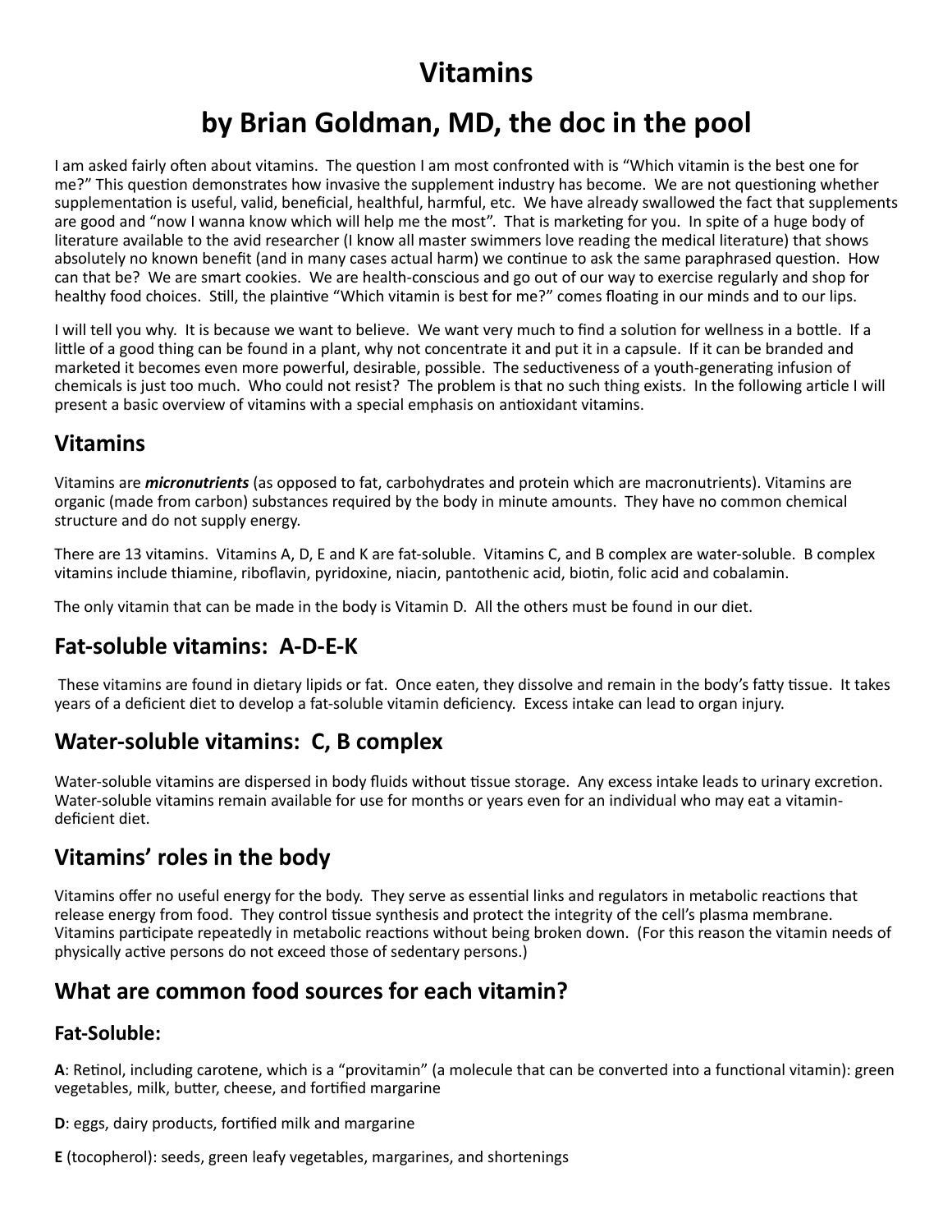# Vitamins

# by Brian Goldman, MD, the doc in the pool

I am asked fairly often about vitamins. The question I am most confronted with is "Which vitamin is the best one for me?" This question demonstrates how invasive the supplement industry has become. We are not questioning whether supplementation is useful, valid, beneficial, healthful, harmful, etc. We have already swallowed the fact that supplements are good and "now I wanna know which will help me the most". That is marketing for you. In spite of a huge body of literature available to the avid researcher (I know all master swimmers love reading the medical literature) that shows absolutely no known benefit (and in many cases actual harm) we continue to ask the same paraphrased question. How can that be? We are smart cookies. We are health-conscious and go out of our way to exercise regularly and shop for healthy food choices. Still, the plaintive "Which vitamin is best for me?" comes floating in our minds and to our lips.

I will tell you why. It is because we want to believe. We want very much to find a solution for wellness in a bottle. If a little of a good thing can be found in a plant, why not concentrate it and put it in a capsule. If it can be branded and marketed it becomes even more powerful, desirable, possible. The seductiveness of a youth-generating infusion of chemicals is just too much. Who could not resist? The problem is that no such thing exists. In the following article I will present a basic overview of vitamins with a special emphasis on antioxidant vitamins.

## Vitamins

Vitamins are ***micronutrients*** (as opposed to fat, carbohydrates and protein which are macronutrients). Vitamins are organic (made from carbon) substances required by the body in minute amounts. They have no common chemical structure and do not supply energy.

There are 13 vitamins. Vitamins A, D, E and K are fat-soluble. Vitamins C, and B complex are water-soluble. B complex vitamins include thiamine, riboflavin, pyridoxine, niacin, pantothenic acid, biotin, folic acid and cobalamin.

The only vitamin that can be made in the body is Vitamin D. All the others must be found in our diet.

## Fat-soluble vitamins: A-D-E-K

These vitamins are found in dietary lipids or fat. Once eaten, they dissolve and remain in the body's fatty tissue. It takes years of a deficient diet to develop a fat-soluble vitamin deficiency. Excess intake can lead to organ injury.

## Water-soluble vitamins: C, B complex

Water-soluble vitamins are dispersed in body fluids without tissue storage. Any excess intake leads to urinary excretion. Water-soluble vitamins remain available for use for months or years even for an individual who may eat a vitamin-deficient diet.

## Vitamins' roles in the body

Vitamins offer no useful energy for the body. They serve as essential links and regulators in metabolic reactions that release energy from food. They control tissue synthesis and protect the integrity of the cell's plasma membrane. Vitamins participate repeatedly in metabolic reactions without being broken down. (For this reason the vitamin needs of physically active persons do not exceed those of sedentary persons.)

## What are common food sources for each vitamin?

### Fat-Soluble:

**A**: Retinol, including carotene, which is a "provitamin" (a molecule that can be converted into a functional vitamin): green vegetables, milk, butter, cheese, and fortified margarine

**D**: eggs, dairy products, fortified milk and margarine

**E** (tocopherol): seeds, green leafy vegetables, margarines, and shortenings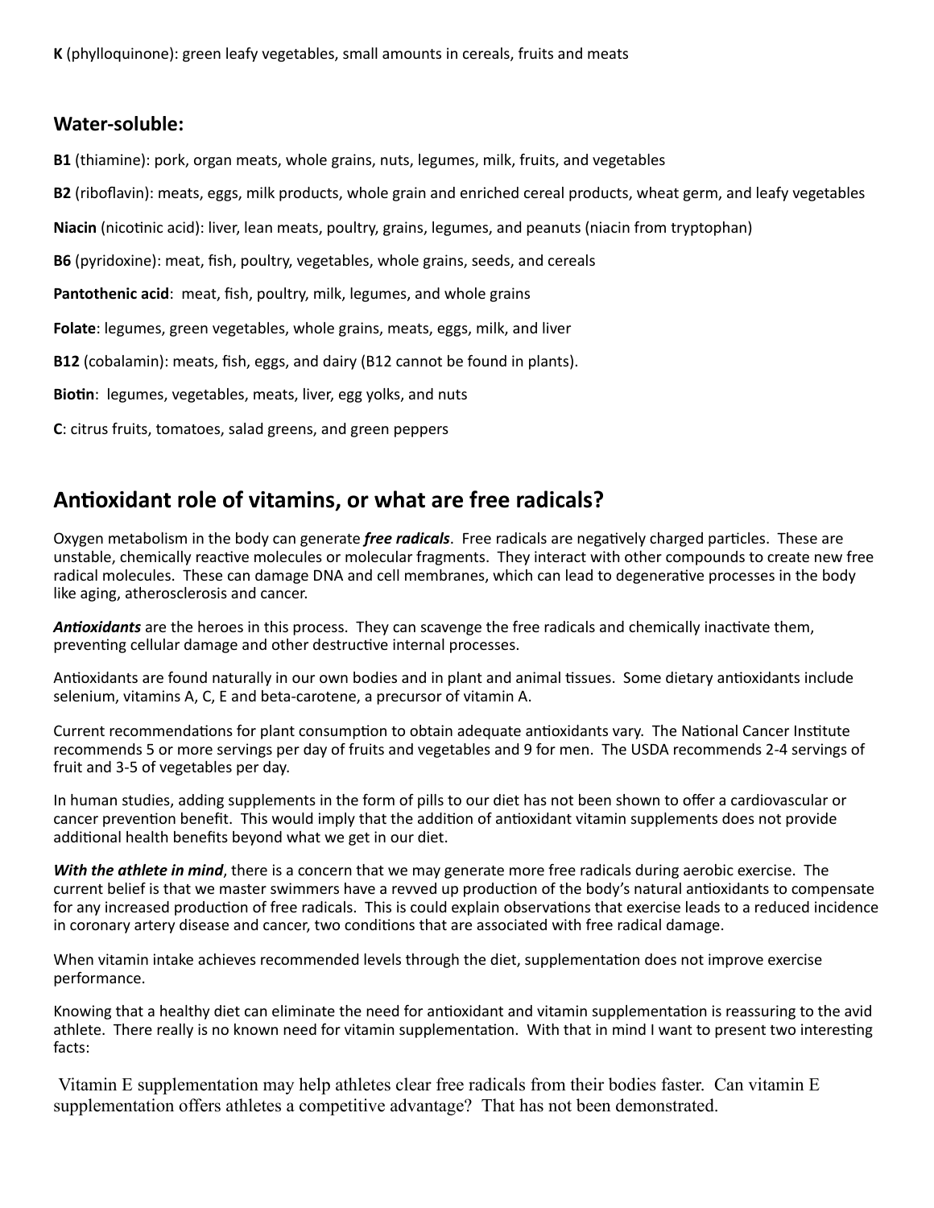**K** (phylloquinone): green leafy vegetables, small amounts in cereals, fruits and meats

### Water-soluble:

**B1** (thiamine): pork, organ meats, whole grains, nuts, legumes, milk, fruits, and vegetables

**B2** (riboflavin): meats, eggs, milk products, whole grain and enriched cereal products, wheat germ, and leafy vegetables

**Niacin** (nicotinic acid): liver, lean meats, poultry, grains, legumes, and peanuts (niacin from tryptophan)

**B6** (pyridoxine): meat, fish, poultry, vegetables, whole grains, seeds, and cereals

**Pantothenic acid**: meat, fish, poultry, milk, legumes, and whole grains

**Folate**: legumes, green vegetables, whole grains, meats, eggs, milk, and liver

**B12** (cobalamin): meats, fish, eggs, and dairy (B12 cannot be found in plants).

**Biotin**: legumes, vegetables, meats, liver, egg yolks, and nuts

**C**: citrus fruits, tomatoes, salad greens, and green peppers

## Antioxidant role of vitamins, or what are free radicals?

Oxygen metabolism in the body can generate ***free radicals***. Free radicals are negatively charged particles. These are unstable, chemically reactive molecules or molecular fragments. They interact with other compounds to create new free radical molecules. These can damage DNA and cell membranes, which can lead to degenerative processes in the body like aging, atherosclerosis and cancer.

***Antioxidants*** are the heroes in this process. They can scavenge the free radicals and chemically inactivate them, preventing cellular damage and other destructive internal processes.

Antioxidants are found naturally in our own bodies and in plant and animal tissues. Some dietary antioxidants include selenium, vitamins A, C, E and beta-carotene, a precursor of vitamin A.

Current recommendations for plant consumption to obtain adequate antioxidants vary. The National Cancer Institute recommends 5 or more servings per day of fruits and vegetables and 9 for men. The USDA recommends 2-4 servings of fruit and 3-5 of vegetables per day.

In human studies, adding supplements in the form of pills to our diet has not been shown to offer a cardiovascular or cancer prevention benefit. This would imply that the addition of antioxidant vitamin supplements does not provide additional health benefits beyond what we get in our diet.

***With the athlete in mind***, there is a concern that we may generate more free radicals during aerobic exercise. The current belief is that we master swimmers have a revved up production of the body's natural antioxidants to compensate for any increased production of free radicals. This is could explain observations that exercise leads to a reduced incidence in coronary artery disease and cancer, two conditions that are associated with free radical damage.

When vitamin intake achieves recommended levels through the diet, supplementation does not improve exercise performance.

Knowing that a healthy diet can eliminate the need for antioxidant and vitamin supplementation is reassuring to the avid athlete. There really is no known need for vitamin supplementation. With that in mind I want to present two interesting facts:

Vitamin E supplementation may help athletes clear free radicals from their bodies faster. Can vitamin E supplementation offers athletes a competitive advantage? That has not been demonstrated.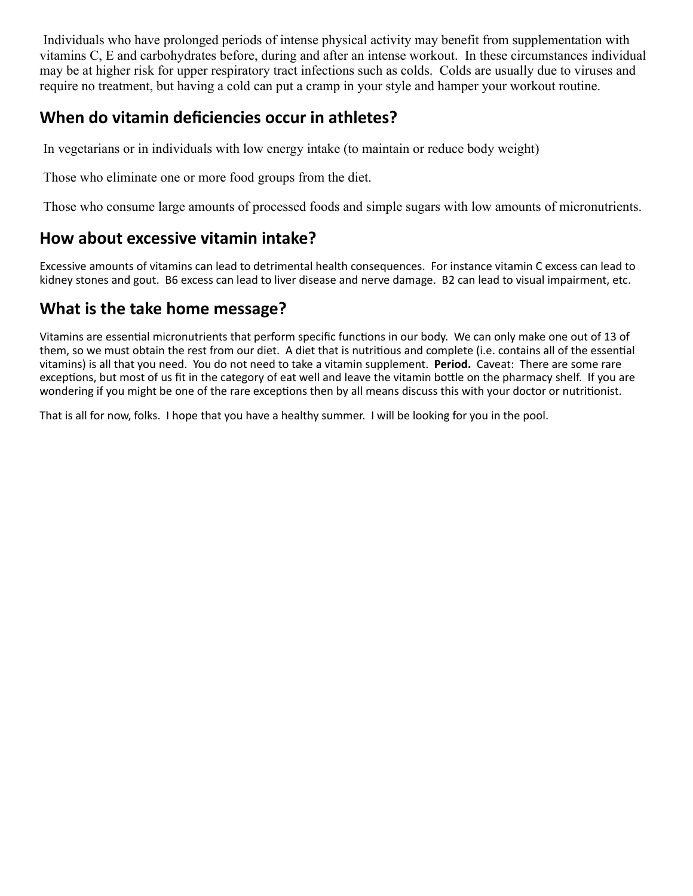Individuals who have prolonged periods of intense physical activity may benefit from supplementation with vitamins C, E and carbohydrates before, during and after an intense workout. In these circumstances individual may be at higher risk for upper respiratory tract infections such as colds. Colds are usually due to viruses and require no treatment, but having a cold can put a cramp in your style and hamper your workout routine.

## When do vitamin deficiencies occur in athletes?

In vegetarians or in individuals with low energy intake (to maintain or reduce body weight)

Those who eliminate one or more food groups from the diet.

Those who consume large amounts of processed foods and simple sugars with low amounts of micronutrients.

## How about excessive vitamin intake?

Excessive amounts of vitamins can lead to detrimental health consequences. For instance vitamin C excess can lead to kidney stones and gout. B6 excess can lead to liver disease and nerve damage. B2 can lead to visual impairment, etc.

## What is the take home message?

Vitamins are essential micronutrients that perform specific functions in our body. We can only make one out of 13 of them, so we must obtain the rest from our diet. A diet that is nutritious and complete (i.e. contains all of the essential vitamins) is all that you need. You do not need to take a vitamin supplement. **Period.** Caveat: There are some rare exceptions, but most of us fit in the category of eat well and leave the vitamin bottle on the pharmacy shelf. If you are wondering if you might be one of the rare exceptions then by all means discuss this with your doctor or nutritionist.

That is all for now, folks. I hope that you have a healthy summer. I will be looking for you in the pool.